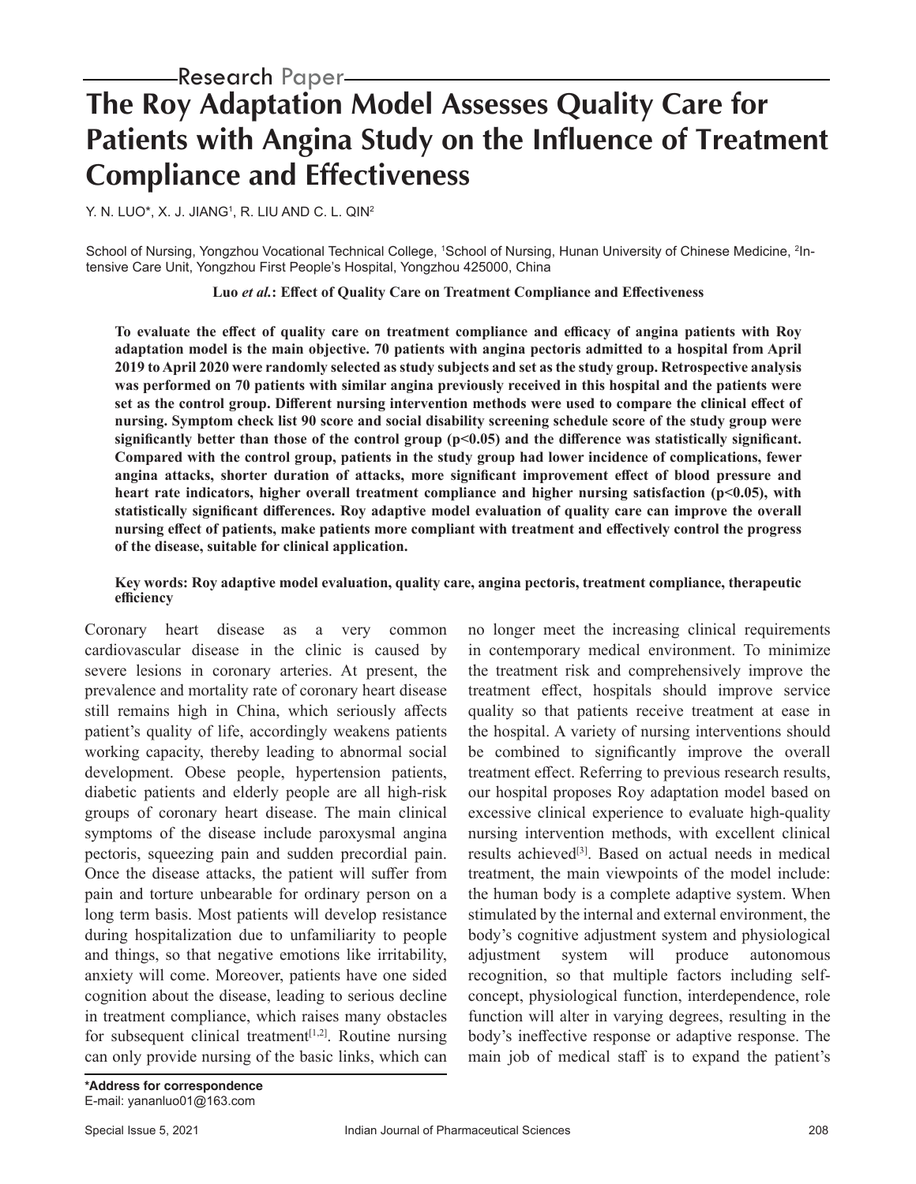Research Paper

# The Roy Adaptation Model Assesses Quality Care for Patients with Angina Study on the Influence of Treatment Compliance and Effectiveness

Y. N. LUO*, X. J. JIANG[1], R. LIU AND C. L. QIN[2]

School of Nursing, Yongzhou Vocational Technical College, [1]School of Nursing, Hunan University of Chinese Medicine, [2]Intensive Care Unit, Yongzhou First People's Hospital, Yongzhou 425000, China

**Luo *et al.*: Effect of Quality Care on Treatment Compliance and Effectiveness**

**To evaluate the effect of quality care on treatment compliance and efficacy of angina patients with Roy adaptation model is the main objective. 70 patients with angina pectoris admitted to a hospital from April 2019 to April 2020 were randomly selected as study subjects and set as the study group. Retrospective analysis was performed on 70 patients with similar angina previously received in this hospital and the patients were set as the control group. Different nursing intervention methods were used to compare the clinical effect of nursing. Symptom check list 90 score and social disability screening schedule score of the study group were significantly better than those of the control group (p<0.05) and the difference was statistically significant. Compared with the control group, patients in the study group had lower incidence of complications, fewer angina attacks, shorter duration of attacks, more significant improvement effect of blood pressure and heart rate indicators, higher overall treatment compliance and higher nursing satisfaction (p<0.05), with statistically significant differences. Roy adaptive model evaluation of quality care can improve the overall nursing effect of patients, make patients more compliant with treatment and effectively control the progress of the disease, suitable for clinical application.**

**Key words: Roy adaptive model evaluation, quality care, angina pectoris, treatment compliance, therapeutic efficiency**

Coronary heart disease as a very common cardiovascular disease in the clinic is caused by severe lesions in coronary arteries. At present, the prevalence and mortality rate of coronary heart disease still remains high in China, which seriously affects patient's quality of life, accordingly weakens patients working capacity, thereby leading to abnormal social development. Obese people, hypertension patients, diabetic patients and elderly people are all high-risk groups of coronary heart disease. The main clinical symptoms of the disease include paroxysmal angina pectoris, squeezing pain and sudden precordial pain. Once the disease attacks, the patient will suffer from pain and torture unbearable for ordinary person on a long term basis. Most patients will develop resistance during hospitalization due to unfamiliarity to people and things, so that negative emotions like irritability, anxiety will come. Moreover, patients have one sided cognition about the disease, leading to serious decline in treatment compliance, which raises many obstacles for subsequent clinical treatment[1,2]. Routine nursing can only provide nursing of the basic links, which can no longer meet the increasing clinical requirements in contemporary medical environment. To minimize the treatment risk and comprehensively improve the treatment effect, hospitals should improve service quality so that patients receive treatment at ease in the hospital. A variety of nursing interventions should be combined to significantly improve the overall treatment effect. Referring to previous research results, our hospital proposes Roy adaptation model based on excessive clinical experience to evaluate high-quality nursing intervention methods, with excellent clinical results achieved[3]. Based on actual needs in medical treatment, the main viewpoints of the model include: the human body is a complete adaptive system. When stimulated by the internal and external environment, the body's cognitive adjustment system and physiological adjustment system will produce autonomous recognition, so that multiple factors including self-concept, physiological function, interdependence, role function will alter in varying degrees, resulting in the body's ineffective response or adaptive response. The main job of medical staff is to expand the patient's

**\*Address for correspondence**
E-mail: yananluo01@163.com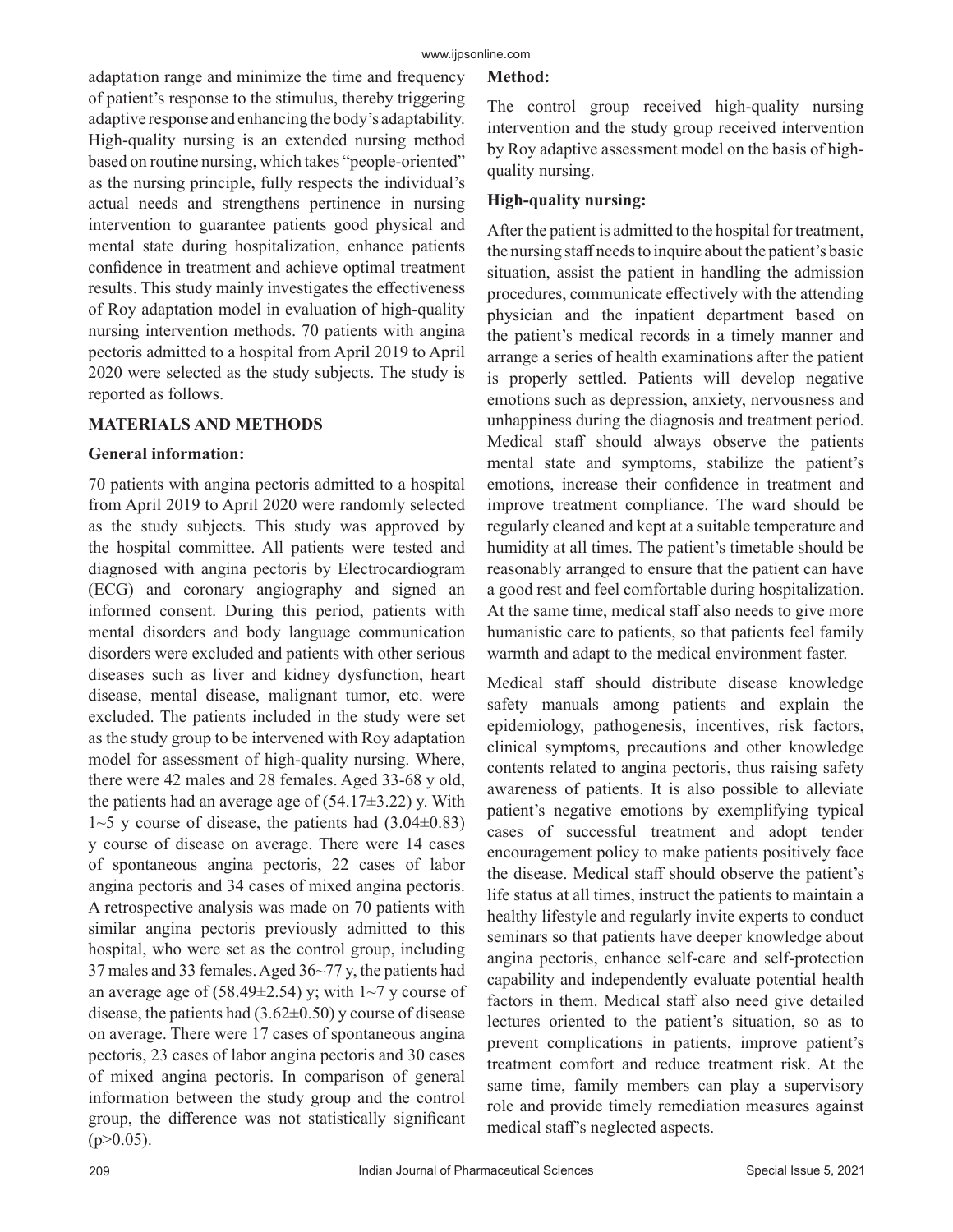adaptation range and minimize the time and frequency of patient's response to the stimulus, thereby triggering adaptive response and enhancing the body's adaptability. High-quality nursing is an extended nursing method based on routine nursing, which takes "people-oriented" as the nursing principle, fully respects the individual's actual needs and strengthens pertinence in nursing intervention to guarantee patients good physical and mental state during hospitalization, enhance patients confidence in treatment and achieve optimal treatment results. This study mainly investigates the effectiveness of Roy adaptation model in evaluation of high-quality nursing intervention methods. 70 patients with angina pectoris admitted to a hospital from April 2019 to April 2020 were selected as the study subjects. The study is reported as follows.

## MATERIALS AND METHODS

### General information:

70 patients with angina pectoris admitted to a hospital from April 2019 to April 2020 were randomly selected as the study subjects. This study was approved by the hospital committee. All patients were tested and diagnosed with angina pectoris by Electrocardiogram (ECG) and coronary angiography and signed an informed consent. During this period, patients with mental disorders and body language communication disorders were excluded and patients with other serious diseases such as liver and kidney dysfunction, heart disease, mental disease, malignant tumor, etc. were excluded. The patients included in the study were set as the study group to be intervened with Roy adaptation model for assessment of high-quality nursing. Where, there were 42 males and 28 females. Aged 33-68 y old, the patients had an average age of (54.17±3.22) y. With 1~5 y course of disease, the patients had (3.04±0.83) y course of disease on average. There were 14 cases of spontaneous angina pectoris, 22 cases of labor angina pectoris and 34 cases of mixed angina pectoris. A retrospective analysis was made on 70 patients with similar angina pectoris previously admitted to this hospital, who were set as the control group, including 37 males and 33 females. Aged 36~77 y, the patients had an average age of (58.49±2.54) y; with 1~7 y course of disease, the patients had (3.62±0.50) y course of disease on average. There were 17 cases of spontaneous angina pectoris, 23 cases of labor angina pectoris and 30 cases of mixed angina pectoris. In comparison of general information between the study group and the control group, the difference was not statistically significant ($p>0.05$).

### Method:

The control group received high-quality nursing intervention and the study group received intervention by Roy adaptive assessment model on the basis of high-quality nursing.

### High-quality nursing:

After the patient is admitted to the hospital for treatment, the nursing staff needs to inquire about the patient's basic situation, assist the patient in handling the admission procedures, communicate effectively with the attending physician and the inpatient department based on the patient's medical records in a timely manner and arrange a series of health examinations after the patient is properly settled. Patients will develop negative emotions such as depression, anxiety, nervousness and unhappiness during the diagnosis and treatment period. Medical staff should always observe the patients mental state and symptoms, stabilize the patient's emotions, increase their confidence in treatment and improve treatment compliance. The ward should be regularly cleaned and kept at a suitable temperature and humidity at all times. The patient's timetable should be reasonably arranged to ensure that the patient can have a good rest and feel comfortable during hospitalization. At the same time, medical staff also needs to give more humanistic care to patients, so that patients feel family warmth and adapt to the medical environment faster.

Medical staff should distribute disease knowledge safety manuals among patients and explain the epidemiology, pathogenesis, incentives, risk factors, clinical symptoms, precautions and other knowledge contents related to angina pectoris, thus raising safety awareness of patients. It is also possible to alleviate patient's negative emotions by exemplifying typical cases of successful treatment and adopt tender encouragement policy to make patients positively face the disease. Medical staff should observe the patient's life status at all times, instruct the patients to maintain a healthy lifestyle and regularly invite experts to conduct seminars so that patients have deeper knowledge about angina pectoris, enhance self-care and self-protection capability and independently evaluate potential health factors in them. Medical staff also need give detailed lectures oriented to the patient's situation, so as to prevent complications in patients, improve patient's treatment comfort and reduce treatment risk. At the same time, family members can play a supervisory role and provide timely remediation measures against medical staff's neglected aspects.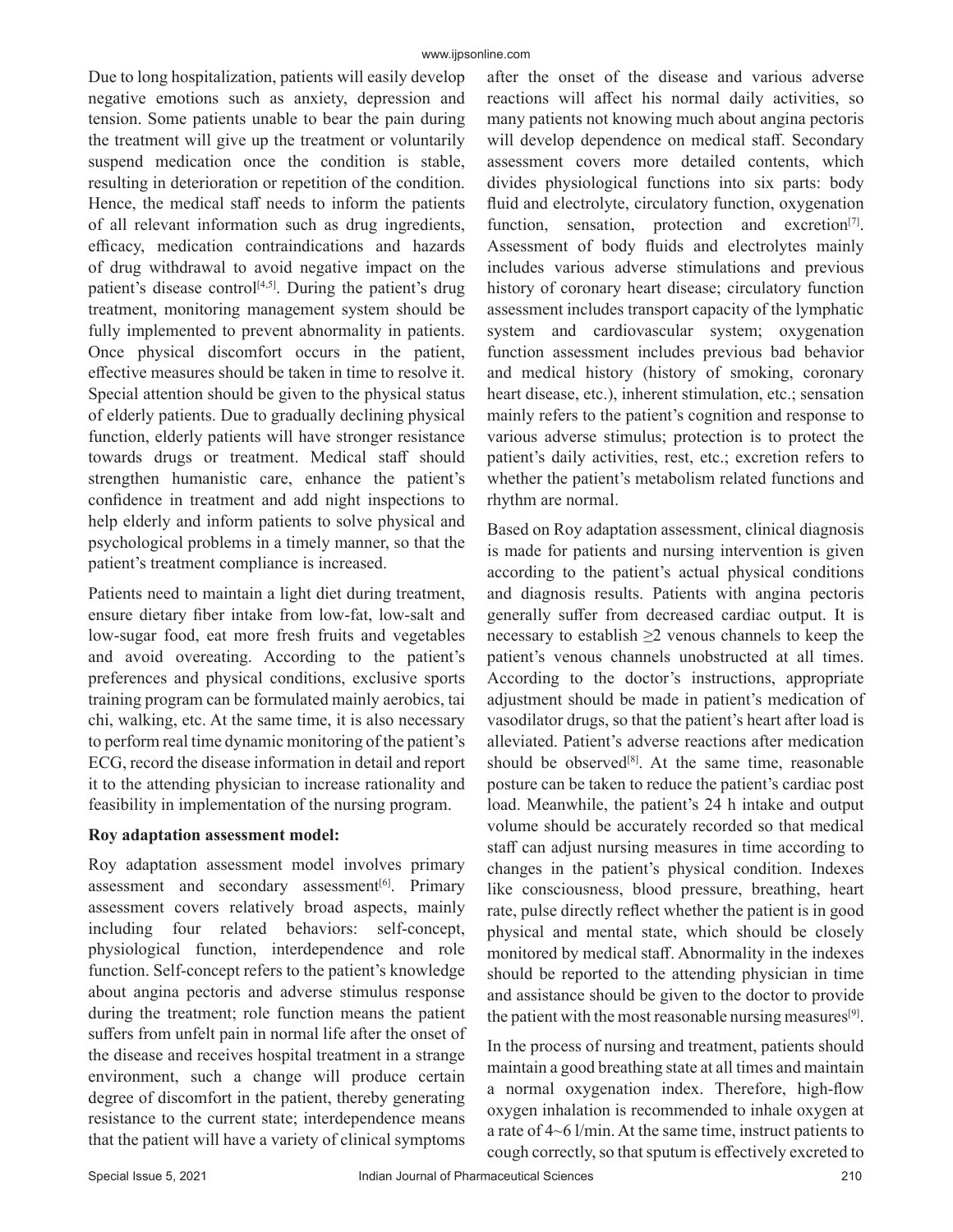Due to long hospitalization, patients will easily develop negative emotions such as anxiety, depression and tension. Some patients unable to bear the pain during the treatment will give up the treatment or voluntarily suspend medication once the condition is stable, resulting in deterioration or repetition of the condition. Hence, the medical staff needs to inform the patients of all relevant information such as drug ingredients, efficacy, medication contraindications and hazards of drug withdrawal to avoid negative impact on the patient's disease control[4,5]. During the patient's drug treatment, monitoring management system should be fully implemented to prevent abnormality in patients. Once physical discomfort occurs in the patient, effective measures should be taken in time to resolve it. Special attention should be given to the physical status of elderly patients. Due to gradually declining physical function, elderly patients will have stronger resistance towards drugs or treatment. Medical staff should strengthen humanistic care, enhance the patient's confidence in treatment and add night inspections to help elderly and inform patients to solve physical and psychological problems in a timely manner, so that the patient's treatment compliance is increased.

Patients need to maintain a light diet during treatment, ensure dietary fiber intake from low-fat, low-salt and low-sugar food, eat more fresh fruits and vegetables and avoid overeating. According to the patient's preferences and physical conditions, exclusive sports training program can be formulated mainly aerobics, tai chi, walking, etc. At the same time, it is also necessary to perform real time dynamic monitoring of the patient's ECG, record the disease information in detail and report it to the attending physician to increase rationality and feasibility in implementation of the nursing program.

**Roy adaptation assessment model:**

Roy adaptation assessment model involves primary assessment and secondary assessment[6]. Primary assessment covers relatively broad aspects, mainly including four related behaviors: self-concept, physiological function, interdependence and role function. Self-concept refers to the patient's knowledge about angina pectoris and adverse stimulus response during the treatment; role function means the patient suffers from unfelt pain in normal life after the onset of the disease and receives hospital treatment in a strange environment, such a change will produce certain degree of discomfort in the patient, thereby generating resistance to the current state; interdependence means that the patient will have a variety of clinical symptoms after the onset of the disease and various adverse reactions will affect his normal daily activities, so many patients not knowing much about angina pectoris will develop dependence on medical staff. Secondary assessment covers more detailed contents, which divides physiological functions into six parts: body fluid and electrolyte, circulatory function, oxygenation function, sensation, protection and excretion[7]. Assessment of body fluids and electrolytes mainly includes various adverse stimulations and previous history of coronary heart disease; circulatory function assessment includes transport capacity of the lymphatic system and cardiovascular system; oxygenation function assessment includes previous bad behavior and medical history (history of smoking, coronary heart disease, etc.), inherent stimulation, etc.; sensation mainly refers to the patient's cognition and response to various adverse stimulus; protection is to protect the patient's daily activities, rest, etc.; excretion refers to whether the patient's metabolism related functions and rhythm are normal.

Based on Roy adaptation assessment, clinical diagnosis is made for patients and nursing intervention is given according to the patient's actual physical conditions and diagnosis results. Patients with angina pectoris generally suffer from decreased cardiac output. It is necessary to establish $\geq 2$ venous channels to keep the patient's venous channels unobstructed at all times. According to the doctor's instructions, appropriate adjustment should be made in patient's medication of vasodilator drugs, so that the patient's heart after load is alleviated. Patient's adverse reactions after medication should be observed[8]. At the same time, reasonable posture can be taken to reduce the patient's cardiac post load. Meanwhile, the patient's 24 h intake and output volume should be accurately recorded so that medical staff can adjust nursing measures in time according to changes in the patient's physical condition. Indexes like consciousness, blood pressure, breathing, heart rate, pulse directly reflect whether the patient is in good physical and mental state, which should be closely monitored by medical staff. Abnormality in the indexes should be reported to the attending physician in time and assistance should be given to the doctor to provide the patient with the most reasonable nursing measures[9].

In the process of nursing and treatment, patients should maintain a good breathing state at all times and maintain a normal oxygenation index. Therefore, high-flow oxygen inhalation is recommended to inhale oxygen at a rate of 4~6 l/min. At the same time, instruct patients to cough correctly, so that sputum is effectively excreted to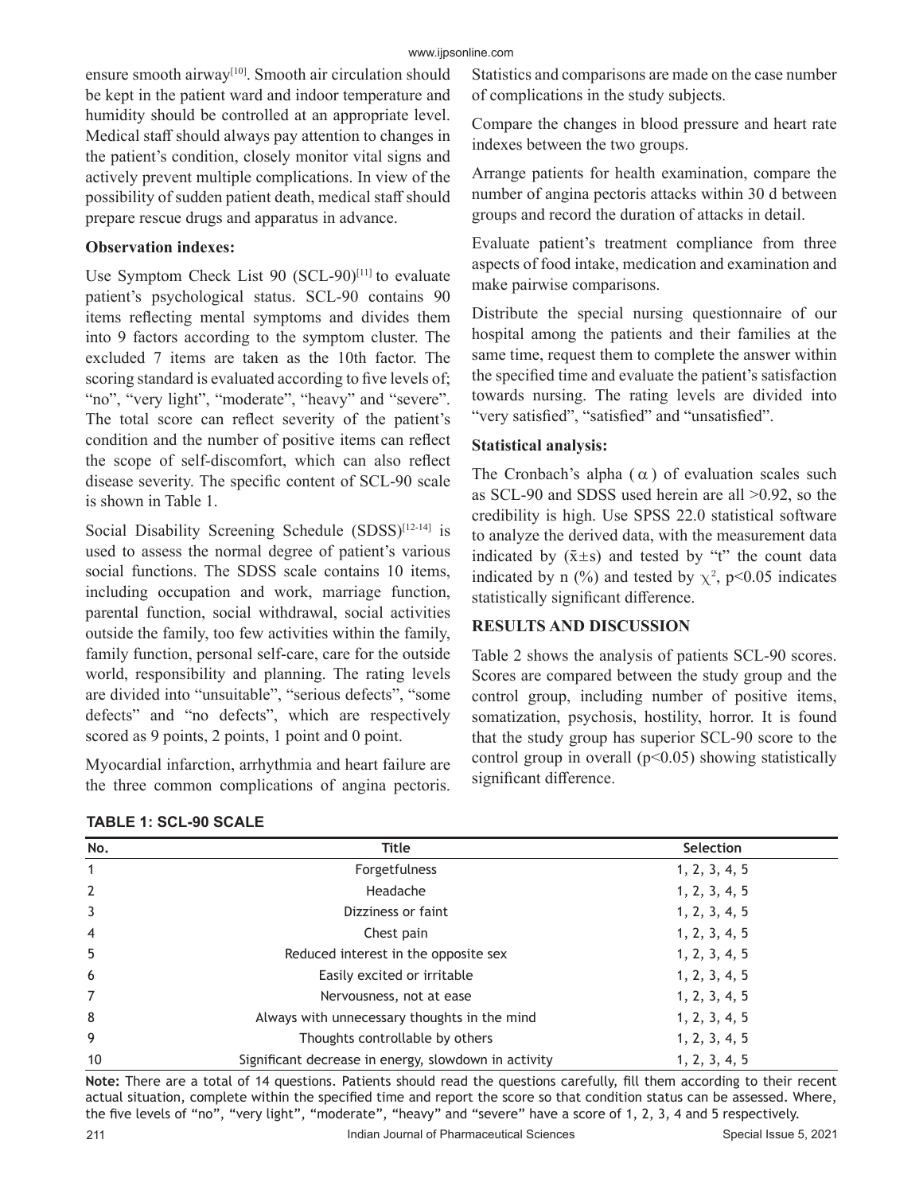ensure smooth airway[10]. Smooth air circulation should be kept in the patient ward and indoor temperature and humidity should be controlled at an appropriate level. Medical staff should always pay attention to changes in the patient's condition, closely monitor vital signs and actively prevent multiple complications. In view of the possibility of sudden patient death, medical staff should prepare rescue drugs and apparatus in advance.

**Observation indexes:**

Use Symptom Check List 90 (SCL-90)[11] to evaluate patient's psychological status. SCL-90 contains 90 items reflecting mental symptoms and divides them into 9 factors according to the symptom cluster. The excluded 7 items are taken as the 10th factor. The scoring standard is evaluated according to five levels of; "no", "very light", "moderate", "heavy" and "severe". The total score can reflect severity of the patient's condition and the number of positive items can reflect the scope of self-discomfort, which can also reflect disease severity. The specific content of SCL-90 scale is shown in Table 1.

Social Disability Screening Schedule (SDSS)[12-14] is used to assess the normal degree of patient's various social functions. The SDSS scale contains 10 items, including occupation and work, marriage function, parental function, social withdrawal, social activities outside the family, too few activities within the family, family function, personal self-care, care for the outside world, responsibility and planning. The rating levels are divided into "unsuitable", "serious defects", "some defects" and "no defects", which are respectively scored as 9 points, 2 points, 1 point and 0 point.

Myocardial infarction, arrhythmia and heart failure are the three common complications of angina pectoris. Statistics and comparisons are made on the case number of complications in the study subjects.

Compare the changes in blood pressure and heart rate indexes between the two groups.

Arrange patients for health examination, compare the number of angina pectoris attacks within 30 d between groups and record the duration of attacks in detail.

Evaluate patient's treatment compliance from three aspects of food intake, medication and examination and make pairwise comparisons.

Distribute the special nursing questionnaire of our hospital among the patients and their families at the same time, request them to complete the answer within the specified time and evaluate the patient's satisfaction towards nursing. The rating levels are divided into "very satisfied", "satisfied" and "unsatisfied".

**Statistical analysis:**

The Cronbach's alpha ($\alpha$) of evaluation scales such as SCL-90 and SDSS used herein are all >0.92, so the credibility is high. Use SPSS 22.0 statistical software to analyze the derived data, with the measurement data indicated by ($\bar{x}\pm s$) and tested by "t" the count data indicated by n (%) and tested by $\chi^2$, $p<0.05$ indicates statistically significant difference.

## RESULTS AND DISCUSSION

Table 2 shows the analysis of patients SCL-90 scores. Scores are compared between the study group and the control group, including number of positive items, somatization, psychosis, hostility, horror. It is found that the study group has superior SCL-90 score to the control group in overall ($p<0.05$) showing statistically significant difference.

**TABLE 1: SCL-90 SCALE**

| No. | Title | Selection |
|---|---|---|
| 1 | Forgetfulness | 1, 2, 3, 4, 5 |
| 2 | Headache | 1, 2, 3, 4, 5 |
| 3 | Dizziness or faint | 1, 2, 3, 4, 5 |
| 4 | Chest pain | 1, 2, 3, 4, 5 |
| 5 | Reduced interest in the opposite sex | 1, 2, 3, 4, 5 |
| 6 | Easily excited or irritable | 1, 2, 3, 4, 5 |
| 7 | Nervousness, not at ease | 1, 2, 3, 4, 5 |
| 8 | Always with unnecessary thoughts in the mind | 1, 2, 3, 4, 5 |
| 9 | Thoughts controllable by others | 1, 2, 3, 4, 5 |
| 10 | Significant decrease in energy, slowdown in activity | 1, 2, 3, 4, 5 |

**Note:** There are a total of 14 questions. Patients should read the questions carefully, fill them according to their recent actual situation, complete within the specified time and report the score so that condition status can be assessed. Where, the five levels of "no", "very light", "moderate", "heavy" and "severe" have a score of 1, 2, 3, 4 and 5 respectively.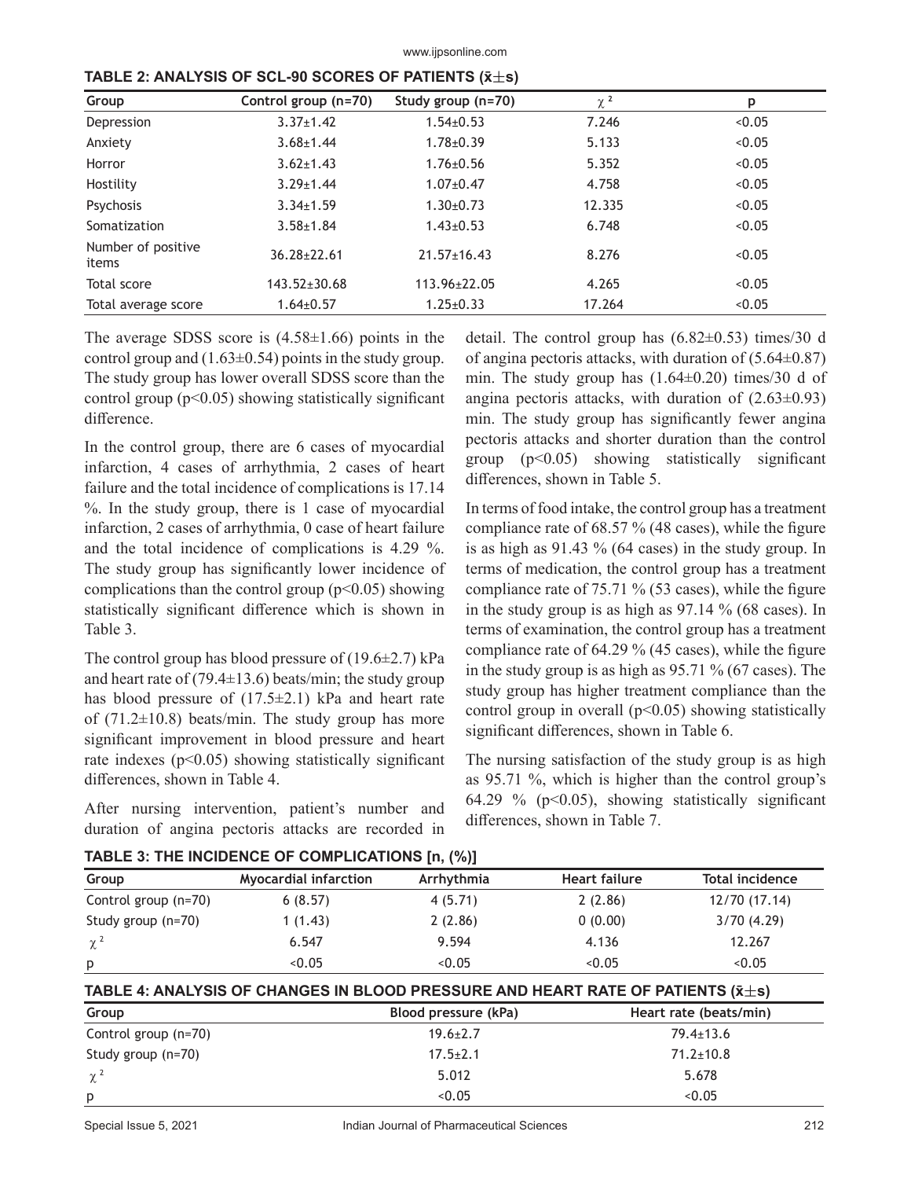**TABLE 2: ANALYSIS OF SCL-90 SCORES OF PATIENTS ($\bar{x}\pm s$)**

| Group | Control group (n=70) | Study group (n=70) | $\chi^2$ | p |
|---|---|---|---|---|
| Depression | 3.37±1.42 | 1.54±0.53 | 7.246 | <0.05 |
| Anxiety | 3.68±1.44 | 1.78±0.39 | 5.133 | <0.05 |
| Horror | 3.62±1.43 | 1.76±0.56 | 5.352 | <0.05 |
| Hostility | 3.29±1.44 | 1.07±0.47 | 4.758 | <0.05 |
| Psychosis | 3.34±1.59 | 1.30±0.73 | 12.335 | <0.05 |
| Somatization | 3.58±1.84 | 1.43±0.53 | 6.748 | <0.05 |
| Number of positive items | 36.28±22.61 | 21.57±16.43 | 8.276 | <0.05 |
| Total score | 143.52±30.68 | 113.96±22.05 | 4.265 | <0.05 |
| Total average score | 1.64±0.57 | 1.25±0.33 | 17.264 | <0.05 |

The average SDSS score is (4.58±1.66) points in the control group and (1.63±0.54) points in the study group. The study group has lower overall SDSS score than the control group ($p<0.05$) showing statistically significant difference.

In the control group, there are 6 cases of myocardial infarction, 4 cases of arrhythmia, 2 cases of heart failure and the total incidence of complications is 17.14 %. In the study group, there is 1 case of myocardial infarction, 2 cases of arrhythmia, 0 case of heart failure and the total incidence of complications is 4.29 %. The study group has significantly lower incidence of complications than the control group ($p<0.05$) showing statistically significant difference which is shown in Table 3.

The control group has blood pressure of (19.6±2.7) kPa and heart rate of (79.4±13.6) beats/min; the study group has blood pressure of (17.5±2.1) kPa and heart rate of (71.2±10.8) beats/min. The study group has more significant improvement in blood pressure and heart rate indexes ($p<0.05$) showing statistically significant differences, shown in Table 4.

After nursing intervention, patient's number and duration of angina pectoris attacks are recorded in detail. The control group has (6.82±0.53) times/30 d of angina pectoris attacks, with duration of (5.64±0.87) min. The study group has (1.64±0.20) times/30 d of angina pectoris attacks, with duration of (2.63±0.93) min. The study group has significantly fewer angina pectoris attacks and shorter duration than the control group ($p<0.05$) showing statistically significant differences, shown in Table 5.

In terms of food intake, the control group has a treatment compliance rate of 68.57 % (48 cases), while the figure is as high as 91.43 % (64 cases) in the study group. In terms of medication, the control group has a treatment compliance rate of 75.71 % (53 cases), while the figure in the study group is as high as 97.14 % (68 cases). In terms of examination, the control group has a treatment compliance rate of 64.29 % (45 cases), while the figure in the study group is as high as 95.71 % (67 cases). The study group has higher treatment compliance than the control group in overall ($p<0.05$) showing statistically significant differences, shown in Table 6.

The nursing satisfaction of the study group is as high as 95.71 %, which is higher than the control group's 64.29 % ($p<0.05$), showing statistically significant differences, shown in Table 7.

**TABLE 3: THE INCIDENCE OF COMPLICATIONS [n, (%)]**

| Group | Myocardial infarction | Arrhythmia | Heart failure | Total incidence |
|---|---|---|---|---|
| Control group (n=70) | 6 (8.57) | 4 (5.71) | 2 (2.86) | 12/70 (17.14) |
| Study group (n=70) | 1 (1.43) | 2 (2.86) | 0 (0.00) | 3/70 (4.29) |
| $\chi^2$ | 6.547 | 9.594 | 4.136 | 12.267 |
| p | <0.05 | <0.05 | <0.05 | <0.05 |

**TABLE 4: ANALYSIS OF CHANGES IN BLOOD PRESSURE AND HEART RATE OF PATIENTS ($\bar{x}\pm s$)**

| Group | Blood pressure (kPa) | Heart rate (beats/min) |
|---|---|---|
| Control group (n=70) | 19.6±2.7 | 79.4±13.6 |
| Study group (n=70) | 17.5±2.1 | 71.2±10.8 |
| $\chi^2$ | 5.012 | 5.678 |
| p | <0.05 | <0.05 |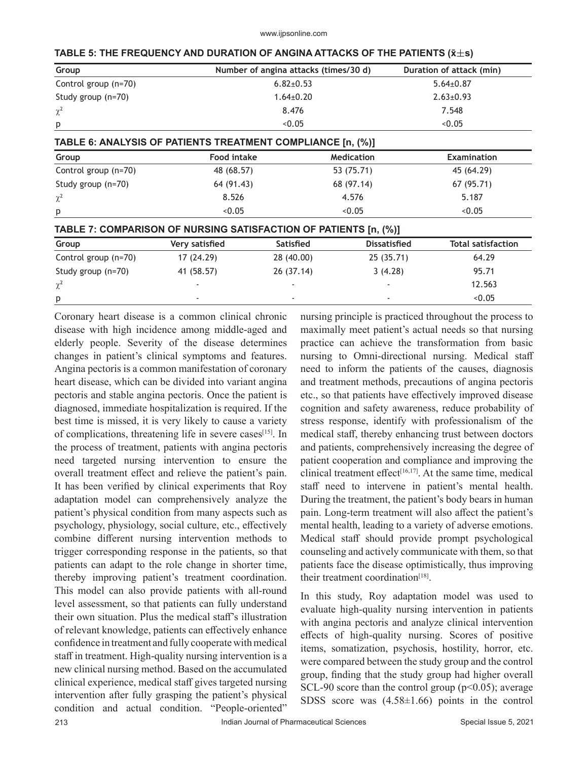**TABLE 5: THE FREQUENCY AND DURATION OF ANGINA ATTACKS OF THE PATIENTS ($\bar{x}\pm s$)**

| Group | Number of angina attacks (times/30 d) | Duration of attack (min) |
|---|---|---|
| Control group (n=70) | 6.82±0.53 | 5.64±0.87 |
| Study group (n=70) | 1.64±0.20 | 2.63±0.93 |
| $\chi^2$ | 8.476 | 7.548 |
| p | <0.05 | <0.05 |

**TABLE 6: ANALYSIS OF PATIENTS TREATMENT COMPLIANCE [n, (%)]**

| Group | Food intake | Medication | Examination |
|---|---|---|---|
| Control group (n=70) | 48 (68.57) | 53 (75.71) | 45 (64.29) |
| Study group (n=70) | 64 (91.43) | 68 (97.14) | 67 (95.71) |
| $\chi^2$ | 8.526 | 4.576 | 5.187 |
| p | <0.05 | <0.05 | <0.05 |

**TABLE 7: COMPARISON OF NURSING SATISFACTION OF PATIENTS [n, (%)]**

| Group | Very satisfied | Satisfied | Dissatisfied | Total satisfaction |
|---|---|---|---|---|
| Control group (n=70) | 17 (24.29) | 28 (40.00) | 25 (35.71) | 64.29 |
| Study group (n=70) | 41 (58.57) | 26 (37.14) | 3 (4.28) | 95.71 |
| $\chi^2$ | - | - | - | 12.563 |
| p | - | - | - | <0.05 |

Coronary heart disease is a common clinical chronic disease with high incidence among middle-aged and elderly people. Severity of the disease determines changes in patient's clinical symptoms and features. Angina pectoris is a common manifestation of coronary heart disease, which can be divided into variant angina pectoris and stable angina pectoris. Once the patient is diagnosed, immediate hospitalization is required. If the best time is missed, it is very likely to cause a variety of complications, threatening life in severe cases[15]. In the process of treatment, patients with angina pectoris need targeted nursing intervention to ensure the overall treatment effect and relieve the patient's pain. It has been verified by clinical experiments that Roy adaptation model can comprehensively analyze the patient's physical condition from many aspects such as psychology, physiology, social culture, etc., effectively combine different nursing intervention methods to trigger corresponding response in the patients, so that patients can adapt to the role change in shorter time, thereby improving patient's treatment coordination. This model can also provide patients with all-round level assessment, so that patients can fully understand their own situation. Plus the medical staff's illustration of relevant knowledge, patients can effectively enhance confidence in treatment and fully cooperate with medical staff in treatment. High-quality nursing intervention is a new clinical nursing method. Based on the accumulated clinical experience, medical staff gives targeted nursing intervention after fully grasping the patient's physical condition and actual condition. "People-oriented" nursing principle is practiced throughout the process to maximally meet patient's actual needs so that nursing practice can achieve the transformation from basic nursing to Omni-directional nursing. Medical staff need to inform the patients of the causes, diagnosis and treatment methods, precautions of angina pectoris etc., so that patients have effectively improved disease cognition and safety awareness, reduce probability of stress response, identify with professionalism of the medical staff, thereby enhancing trust between doctors and patients, comprehensively increasing the degree of patient cooperation and compliance and improving the clinical treatment effect[16,17]. At the same time, medical staff need to intervene in patient's mental health. During the treatment, the patient's body bears in human pain. Long-term treatment will also affect the patient's mental health, leading to a variety of adverse emotions. Medical staff should provide prompt psychological counseling and actively communicate with them, so that patients face the disease optimistically, thus improving their treatment coordination[18].

In this study, Roy adaptation model was used to evaluate high-quality nursing intervention in patients with angina pectoris and analyze clinical intervention effects of high-quality nursing. Scores of positive items, somatization, psychosis, hostility, horror, etc. were compared between the study group and the control group, finding that the study group had higher overall SCL-90 score than the control group ($p<0.05$); average SDSS score was (4.58±1.66) points in the control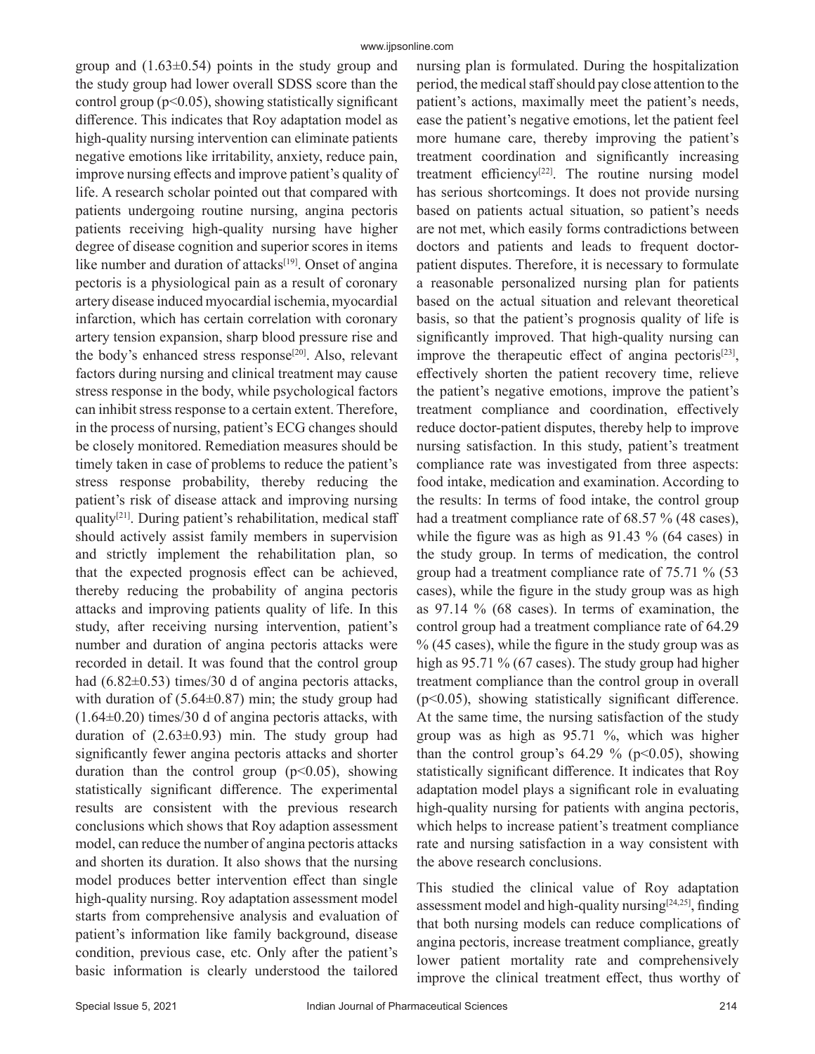group and (1.63±0.54) points in the study group and the study group had lower overall SDSS score than the control group ($p<0.05$), showing statistically significant difference. This indicates that Roy adaptation model as high-quality nursing intervention can eliminate patients negative emotions like irritability, anxiety, reduce pain, improve nursing effects and improve patient's quality of life. A research scholar pointed out that compared with patients undergoing routine nursing, angina pectoris patients receiving high-quality nursing have higher degree of disease cognition and superior scores in items like number and duration of attacks[19]. Onset of angina pectoris is a physiological pain as a result of coronary artery disease induced myocardial ischemia, myocardial infarction, which has certain correlation with coronary artery tension expansion, sharp blood pressure rise and the body's enhanced stress response[20]. Also, relevant factors during nursing and clinical treatment may cause stress response in the body, while psychological factors can inhibit stress response to a certain extent. Therefore, in the process of nursing, patient's ECG changes should be closely monitored. Remediation measures should be timely taken in case of problems to reduce the patient's stress response probability, thereby reducing the patient's risk of disease attack and improving nursing quality[21]. During patient's rehabilitation, medical staff should actively assist family members in supervision and strictly implement the rehabilitation plan, so that the expected prognosis effect can be achieved, thereby reducing the probability of angina pectoris attacks and improving patients quality of life. In this study, after receiving nursing intervention, patient's number and duration of angina pectoris attacks were recorded in detail. It was found that the control group had (6.82±0.53) times/30 d of angina pectoris attacks, with duration of (5.64±0.87) min; the study group had (1.64±0.20) times/30 d of angina pectoris attacks, with duration of (2.63±0.93) min. The study group had significantly fewer angina pectoris attacks and shorter duration than the control group ($p<0.05$), showing statistically significant difference. The experimental results are consistent with the previous research conclusions which shows that Roy adaption assessment model, can reduce the number of angina pectoris attacks and shorten its duration. It also shows that the nursing model produces better intervention effect than single high-quality nursing. Roy adaptation assessment model starts from comprehensive analysis and evaluation of patient's information like family background, disease condition, previous case, etc. Only after the patient's basic information is clearly understood the tailored nursing plan is formulated. During the hospitalization period, the medical staff should pay close attention to the patient's actions, maximally meet the patient's needs, ease the patient's negative emotions, let the patient feel more humane care, thereby improving the patient's treatment coordination and significantly increasing treatment efficiency[22]. The routine nursing model has serious shortcomings. It does not provide nursing based on patients actual situation, so patient's needs are not met, which easily forms contradictions between doctors and patients and leads to frequent doctor-patient disputes. Therefore, it is necessary to formulate a reasonable personalized nursing plan for patients based on the actual situation and relevant theoretical basis, so that the patient's prognosis quality of life is significantly improved. That high-quality nursing can improve the therapeutic effect of angina pectoris[23], effectively shorten the patient recovery time, relieve the patient's negative emotions, improve the patient's treatment compliance and coordination, effectively reduce doctor-patient disputes, thereby help to improve nursing satisfaction. In this study, patient's treatment compliance rate was investigated from three aspects: food intake, medication and examination. According to the results: In terms of food intake, the control group had a treatment compliance rate of 68.57 % (48 cases), while the figure was as high as 91.43 % (64 cases) in the study group. In terms of medication, the control group had a treatment compliance rate of 75.71 % (53 cases), while the figure in the study group was as high as 97.14 % (68 cases). In terms of examination, the control group had a treatment compliance rate of 64.29 % (45 cases), while the figure in the study group was as high as 95.71 % (67 cases). The study group had higher treatment compliance than the control group in overall ($p<0.05$), showing statistically significant difference. At the same time, the nursing satisfaction of the study group was as high as 95.71 %, which was higher than the control group's 64.29 % ($p<0.05$), showing statistically significant difference. It indicates that Roy adaptation model plays a significant role in evaluating high-quality nursing for patients with angina pectoris, which helps to increase patient's treatment compliance rate and nursing satisfaction in a way consistent with the above research conclusions.

This studied the clinical value of Roy adaptation assessment model and high-quality nursing[24,25], finding that both nursing models can reduce complications of angina pectoris, increase treatment compliance, greatly lower patient mortality rate and comprehensively improve the clinical treatment effect, thus worthy of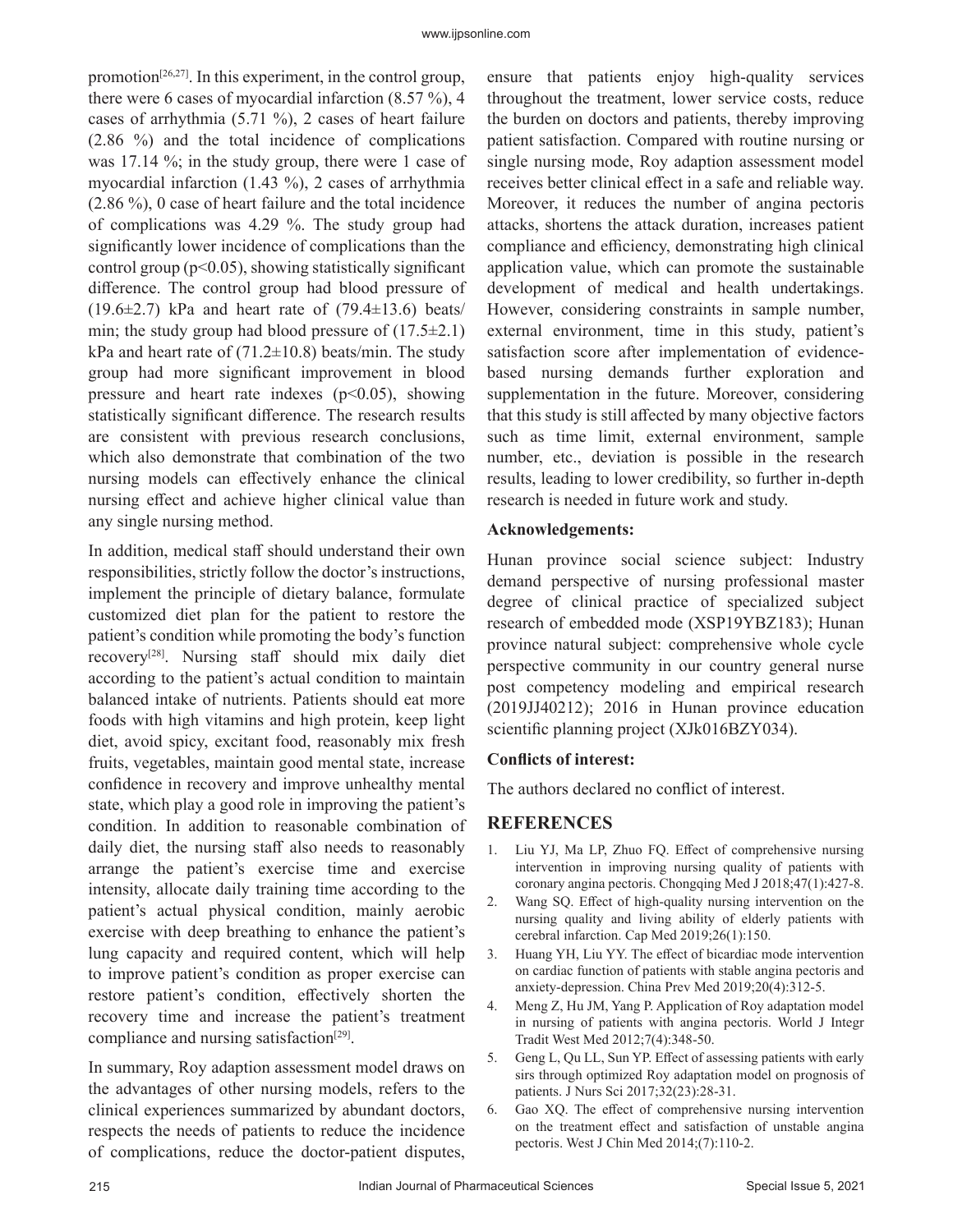promotion[26,27]. In this experiment, in the control group, there were 6 cases of myocardial infarction (8.57 %), 4 cases of arrhythmia (5.71 %), 2 cases of heart failure (2.86 %) and the total incidence of complications was 17.14 %; in the study group, there were 1 case of myocardial infarction (1.43 %), 2 cases of arrhythmia (2.86 %), 0 case of heart failure and the total incidence of complications was 4.29 %. The study group had significantly lower incidence of complications than the control group ($p<0.05$), showing statistically significant difference. The control group had blood pressure of (19.6±2.7) kPa and heart rate of (79.4±13.6) beats/min; the study group had blood pressure of (17.5±2.1) kPa and heart rate of (71.2±10.8) beats/min. The study group had more significant improvement in blood pressure and heart rate indexes ($p<0.05$), showing statistically significant difference. The research results are consistent with previous research conclusions, which also demonstrate that combination of the two nursing models can effectively enhance the clinical nursing effect and achieve higher clinical value than any single nursing method.

In addition, medical staff should understand their own responsibilities, strictly follow the doctor's instructions, implement the principle of dietary balance, formulate customized diet plan for the patient to restore the patient's condition while promoting the body's function recovery[28]. Nursing staff should mix daily diet according to the patient's actual condition to maintain balanced intake of nutrients. Patients should eat more foods with high vitamins and high protein, keep light diet, avoid spicy, excitant food, reasonably mix fresh fruits, vegetables, maintain good mental state, increase confidence in recovery and improve unhealthy mental state, which play a good role in improving the patient's condition. In addition to reasonable combination of daily diet, the nursing staff also needs to reasonably arrange the patient's exercise time and exercise intensity, allocate daily training time according to the patient's actual physical condition, mainly aerobic exercise with deep breathing to enhance the patient's lung capacity and required content, which will help to improve patient's condition as proper exercise can restore patient's condition, effectively shorten the recovery time and increase the patient's treatment compliance and nursing satisfaction[29].

In summary, Roy adaption assessment model draws on the advantages of other nursing models, refers to the clinical experiences summarized by abundant doctors, respects the needs of patients to reduce the incidence of complications, reduce the doctor-patient disputes, ensure that patients enjoy high-quality services throughout the treatment, lower service costs, reduce the burden on doctors and patients, thereby improving patient satisfaction. Compared with routine nursing or single nursing mode, Roy adaption assessment model receives better clinical effect in a safe and reliable way. Moreover, it reduces the number of angina pectoris attacks, shortens the attack duration, increases patient compliance and efficiency, demonstrating high clinical application value, which can promote the sustainable development of medical and health undertakings. However, considering constraints in sample number, external environment, time in this study, patient's satisfaction score after implementation of evidence-based nursing demands further exploration and supplementation in the future. Moreover, considering that this study is still affected by many objective factors such as time limit, external environment, sample number, etc., deviation is possible in the research results, leading to lower credibility, so further in-depth research is needed in future work and study.

**Acknowledgements:**

Hunan province social science subject: Industry demand perspective of nursing professional master degree of clinical practice of specialized subject research of embedded mode (XSP19YBZ183); Hunan province natural subject: comprehensive whole cycle perspective community in our country general nurse post competency modeling and empirical research (2019JJ40212); 2016 in Hunan province education scientific planning project (XJk016BZY034).

**Conflicts of interest:**

The authors declared no conflict of interest.

## REFERENCES

1. Liu YJ, Ma LP, Zhuo FQ. Effect of comprehensive nursing intervention in improving nursing quality of patients with coronary angina pectoris. Chongqing Med J 2018;47(1):427-8.
2. Wang SQ. Effect of high-quality nursing intervention on the nursing quality and living ability of elderly patients with cerebral infarction. Cap Med 2019;26(1):150.
3. Huang YH, Liu YY. The effect of bicardiac mode intervention on cardiac function of patients with stable angina pectoris and anxiety-depression. China Prev Med 2019;20(4):312-5.
4. Meng Z, Hu JM, Yang P. Application of Roy adaptation model in nursing of patients with angina pectoris. World J Integr Tradit West Med 2012;7(4):348-50.
5. Geng L, Qu LL, Sun YP. Effect of assessing patients with early sirs through optimized Roy adaptation model on prognosis of patients. J Nurs Sci 2017;32(23):28-31.
6. Gao XQ. The effect of comprehensive nursing intervention on the treatment effect and satisfaction of unstable angina pectoris. West J Chin Med 2014;(7):110-2.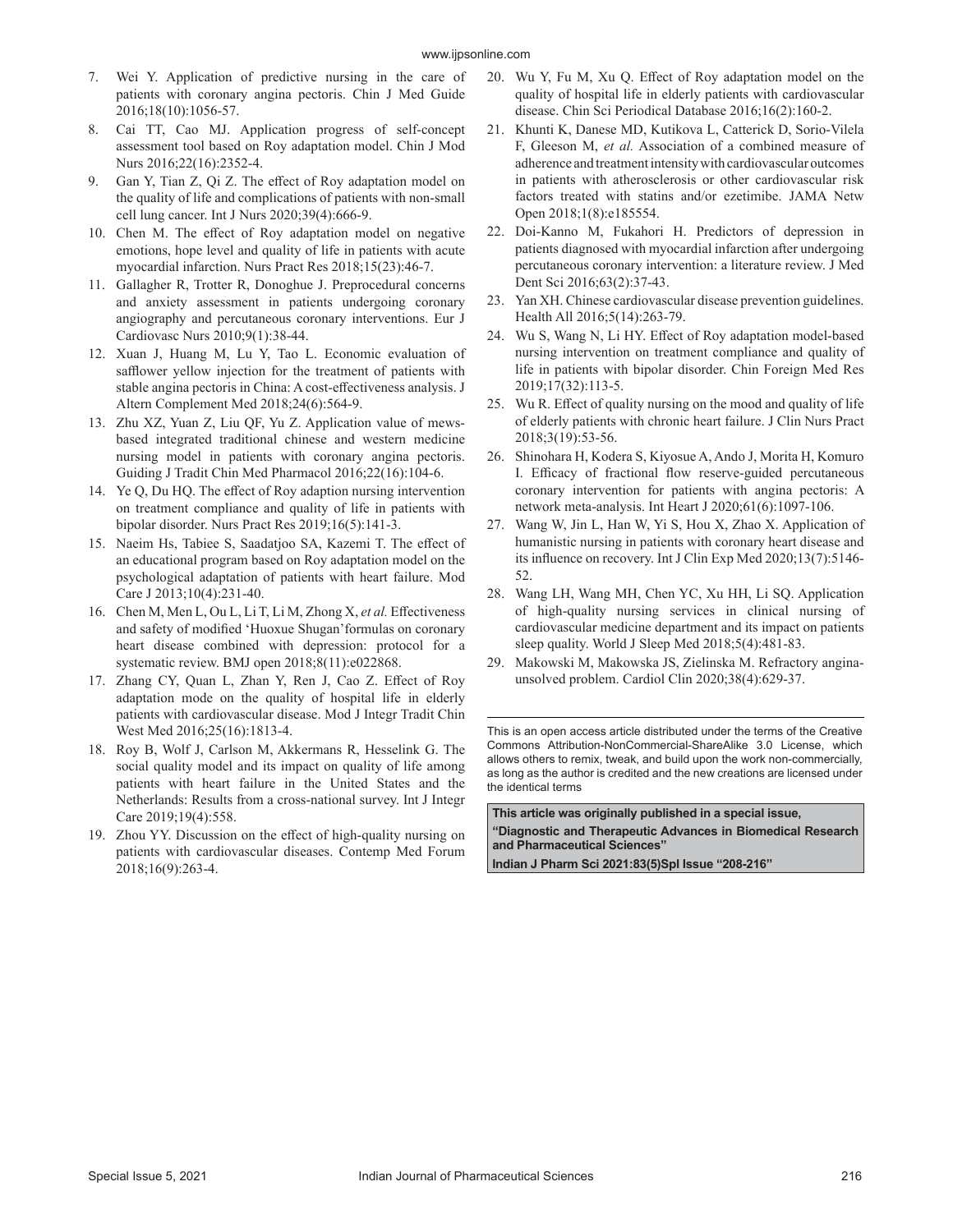7. Wei Y. Application of predictive nursing in the care of patients with coronary angina pectoris. Chin J Med Guide 2016;18(10):1056-57.
8. Cai TT, Cao MJ. Application progress of self-concept assessment tool based on Roy adaptation model. Chin J Mod Nurs 2016;22(16):2352-4.
9. Gan Y, Tian Z, Qi Z. The effect of Roy adaptation model on the quality of life and complications of patients with non-small cell lung cancer. Int J Nurs 2020;39(4):666-9.
10. Chen M. The effect of Roy adaptation model on negative emotions, hope level and quality of life in patients with acute myocardial infarction. Nurs Pract Res 2018;15(23):46-7.
11. Gallagher R, Trotter R, Donoghue J. Preprocedural concerns and anxiety assessment in patients undergoing coronary angiography and percutaneous coronary interventions. Eur J Cardiovasc Nurs 2010;9(1):38-44.
12. Xuan J, Huang M, Lu Y, Tao L. Economic evaluation of safflower yellow injection for the treatment of patients with stable angina pectoris in China: A cost-effectiveness analysis. J Altern Complement Med 2018;24(6):564-9.
13. Zhu XZ, Yuan Z, Liu QF, Yu Z. Application value of mews-based integrated traditional chinese and western medicine nursing model in patients with coronary angina pectoris. Guiding J Tradit Chin Med Pharmacol 2016;22(16):104-6.
14. Ye Q, Du HQ. The effect of Roy adaption nursing intervention on treatment compliance and quality of life in patients with bipolar disorder. Nurs Pract Res 2019;16(5):141-3.
15. Naeim Hs, Tabiee S, Saadatjoo SA, Kazemi T. The effect of an educational program based on Roy adaptation model on the psychological adaptation of patients with heart failure. Mod Care J 2013;10(4):231-40.
16. Chen M, Men L, Ou L, Li T, Li M, Zhong X, *et al.* Effectiveness and safety of modified 'Huoxue Shugan'formulas on coronary heart disease combined with depression: protocol for a systematic review. BMJ open 2018;8(11):e022868.
17. Zhang CY, Quan L, Zhan Y, Ren J, Cao Z. Effect of Roy adaptation mode on the quality of hospital life in elderly patients with cardiovascular disease. Mod J Integr Tradit Chin West Med 2016;25(16):1813-4.
18. Roy B, Wolf J, Carlson M, Akkermans R, Hesselink G. The social quality model and its impact on quality of life among patients with heart failure in the United States and the Netherlands: Results from a cross-national survey. Int J Integr Care 2019;19(4):558.
19. Zhou YY. Discussion on the effect of high-quality nursing on patients with cardiovascular diseases. Contemp Med Forum 2018;16(9):263-4.
20. Wu Y, Fu M, Xu Q. Effect of Roy adaptation model on the quality of hospital life in elderly patients with cardiovascular disease. Chin Sci Periodical Database 2016;16(2):160-2.
21. Khunti K, Danese MD, Kutikova L, Catterick D, Sorio-Vilela F, Gleeson M, *et al.* Association of a combined measure of adherence and treatment intensity with cardiovascular outcomes in patients with atherosclerosis or other cardiovascular risk factors treated with statins and/or ezetimibe. JAMA Netw Open 2018;1(8):e185554.
22. Doi-Kanno M, Fukahori H. Predictors of depression in patients diagnosed with myocardial infarction after undergoing percutaneous coronary intervention: a literature review. J Med Dent Sci 2016;63(2):37-43.
23. Yan XH. Chinese cardiovascular disease prevention guidelines. Health All 2016;5(14):263-79.
24. Wu S, Wang N, Li HY. Effect of Roy adaptation model-based nursing intervention on treatment compliance and quality of life in patients with bipolar disorder. Chin Foreign Med Res 2019;17(32):113-5.
25. Wu R. Effect of quality nursing on the mood and quality of life of elderly patients with chronic heart failure. J Clin Nurs Pract 2018;3(19):53-56.
26. Shinohara H, Kodera S, Kiyosue A, Ando J, Morita H, Komuro I. Efficacy of fractional flow reserve-guided percutaneous coronary intervention for patients with angina pectoris: A network meta-analysis. Int Heart J 2020;61(6):1097-106.
27. Wang W, Jin L, Han W, Yi S, Hou X, Zhao X. Application of humanistic nursing in patients with coronary heart disease and its influence on recovery. Int J Clin Exp Med 2020;13(7):5146-52.
28. Wang LH, Wang MH, Chen YC, Xu HH, Li SQ. Application of high-quality nursing services in clinical nursing of cardiovascular medicine department and its impact on patients sleep quality. World J Sleep Med 2018;5(4):481-83.
29. Makowski M, Makowska JS, Zielinska M. Refractory angina-unsolved problem. Cardiol Clin 2020;38(4):629-37.

This is an open access article distributed under the terms of the Creative Commons Attribution-NonCommercial-ShareAlike 3.0 License, which allows others to remix, tweak, and build upon the work non-commercially, as long as the author is credited and the new creations are licensed under the identical terms

**This article was originally published in a special issue, "Diagnostic and Therapeutic Advances in Biomedical Research and Pharmaceutical Sciences"**

**Indian J Pharm Sci 2021:83(5)Spl Issue "208-216"**